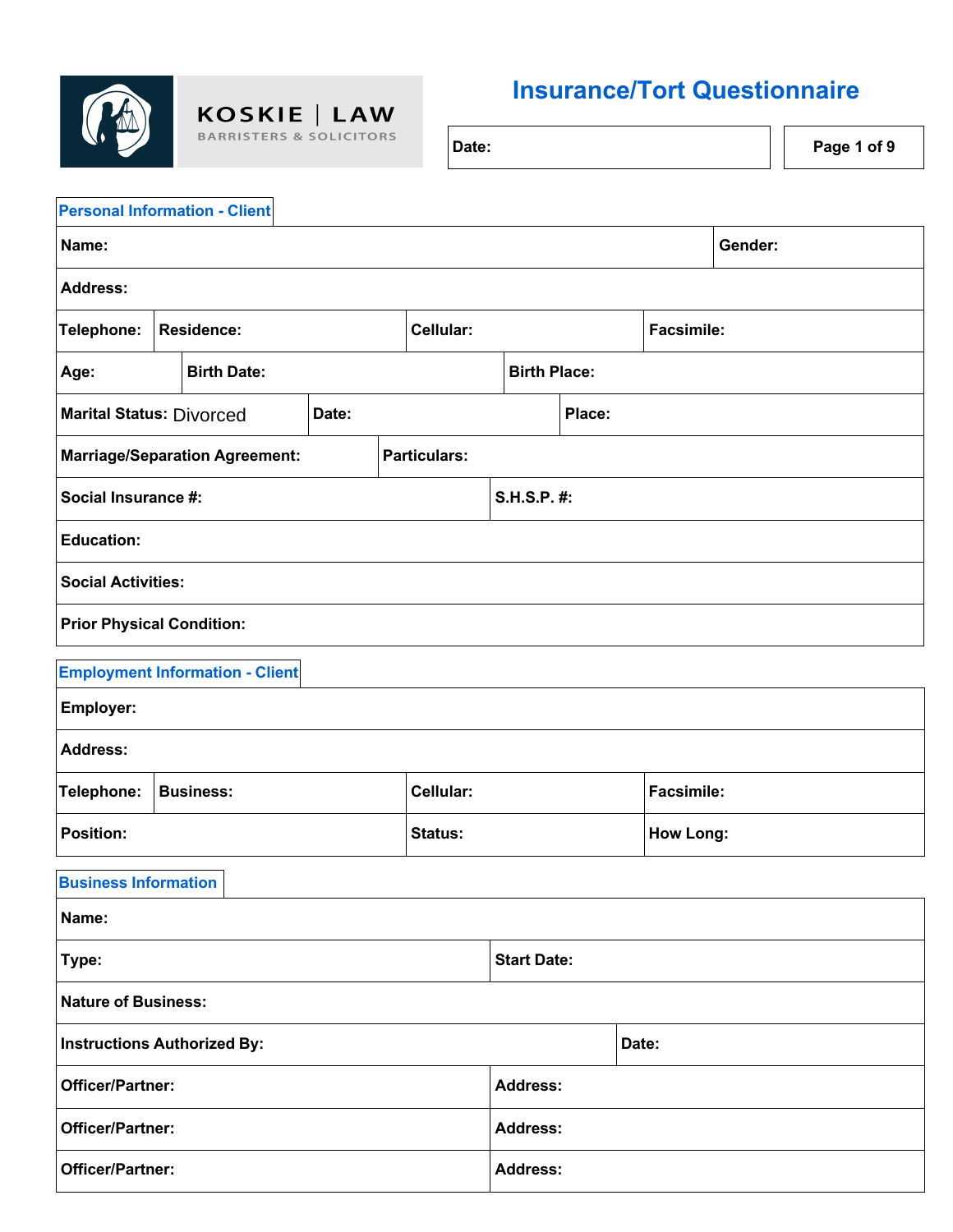KOSKIE | LAW
BARRISTERS & SOLICITORS

# Insurance/Tort Questionnaire

| Date: | |
|---|---|

## Personal Information - Client

| | | | |
|---|---|---|---|
| **Name:** | | | **Gender:** |
| **Address:** | | | |
| **Telephone:** | **Residence:** | **Cellular:** | **Facsimile:** |
| **Age:** | **Birth Date:** | **Birth Place:** | |
| **Marital Status:** Divorced | **Date:** | **Place:** | |
| **Marriage/Separation Agreement:** | **Particulars:** | | |
| **Social Insurance #:** | **S.H.S.P. #:** | | |
| **Education:** | | | |
| **Social Activities:** | | | |
| **Prior Physical Condition:** | | | |

## Employment Information - Client

| | | | |
|---|---|---|---|
| **Employer:** | | | |
| **Address:** | | | |
| **Telephone:** | **Business:** | **Cellular:** | **Facsimile:** |
| **Position:** | **Status:** | **How Long:** | |

## Business Information

| | |
|---|---|
| **Name:** | |
| **Type:** | **Start Date:** |
| **Nature of Business:** | |
| **Instructions Authorized By:** | **Date:** |
| **Officer/Partner:** | **Address:** |
| **Officer/Partner:** | **Address:** |
| **Officer/Partner:** | **Address:** |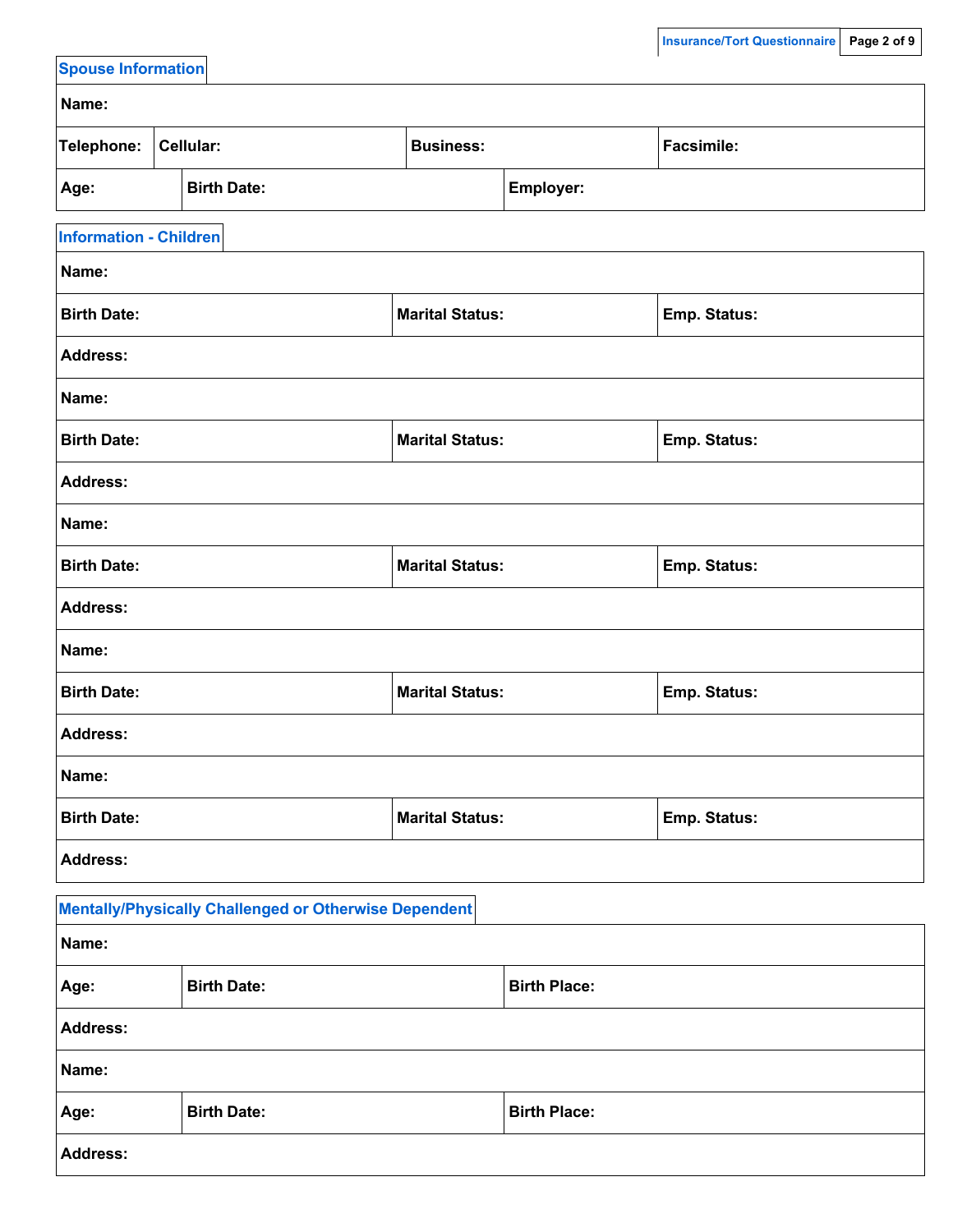## Spouse Information

| Name: | | | |
|---|---|---|---|
| Telephone: | Cellular: | Business: | Facsimile: |
| Age: | Birth Date: | Employer: | |

## Information - Children

| Name: | | |
|---|---|---|
| Birth Date: | Marital Status: | Emp. Status: |
| Address: | | |
| Name: | | |
| Birth Date: | Marital Status: | Emp. Status: |
| Address: | | |
| Name: | | |
| Birth Date: | Marital Status: | Emp. Status: |
| Address: | | |
| Name: | | |
| Birth Date: | Marital Status: | Emp. Status: |
| Address: | | |
| Name: | | |
| Birth Date: | Marital Status: | Emp. Status: |
| Address: | | |

## Mentally/Physically Challenged or Otherwise Dependent

| Name: | | |
|---|---|---|
| Age: | Birth Date: | Birth Place: |
| Address: | | |
| Name: | | |
| Age: | Birth Date: | Birth Place: |
| Address: | | |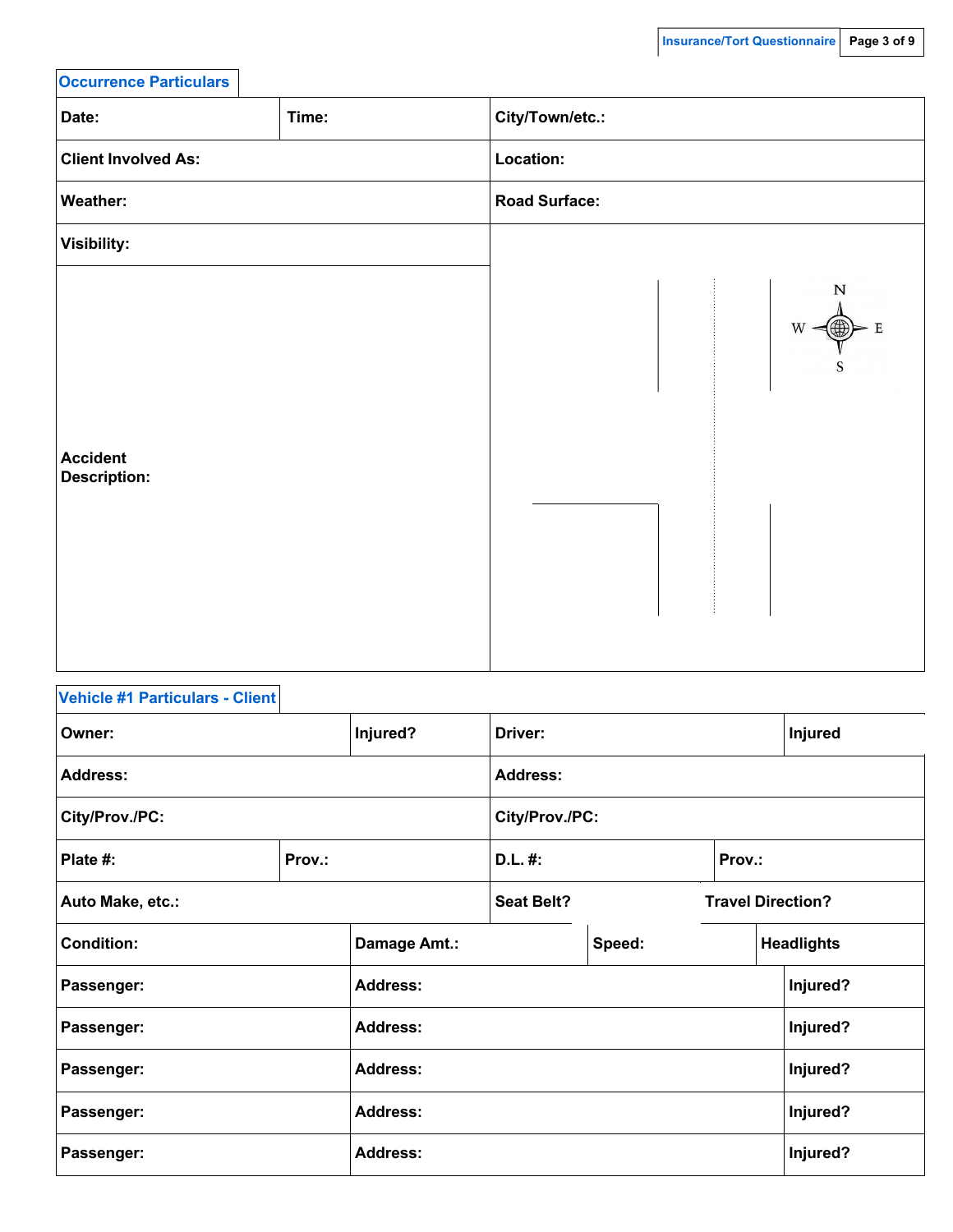## Occurrence Particulars

| Date: | Time: | City/Town/etc.: |
|---|---|---|
| Client Involved As: | | Location: |
| Weather: | | Road Surface: |
| Visibility: | | |
| Accident Description: | | |

N

W E

S

## Vehicle #1 Particulars - Client

| Owner: | Injured? | Driver: | Injured |
|---|---|---|---|
| Address: | | Address: | |
| City/Prov./PC: | | City/Prov./PC: | |
| Plate #: | Prov.: | D.L. #: | Prov.: |
| Auto Make, etc.: | | Seat Belt? | Travel Direction? |

| Condition: | Damage Amt.: | Speed: | Headlights |
|---|---|---|---|

| Passenger: | Address: | Injured? |
|---|---|---|
| Passenger: | Address: | Injured? |
| Passenger: | Address: | Injured? |
| Passenger: | Address: | Injured? |
| Passenger: | Address: | Injured? |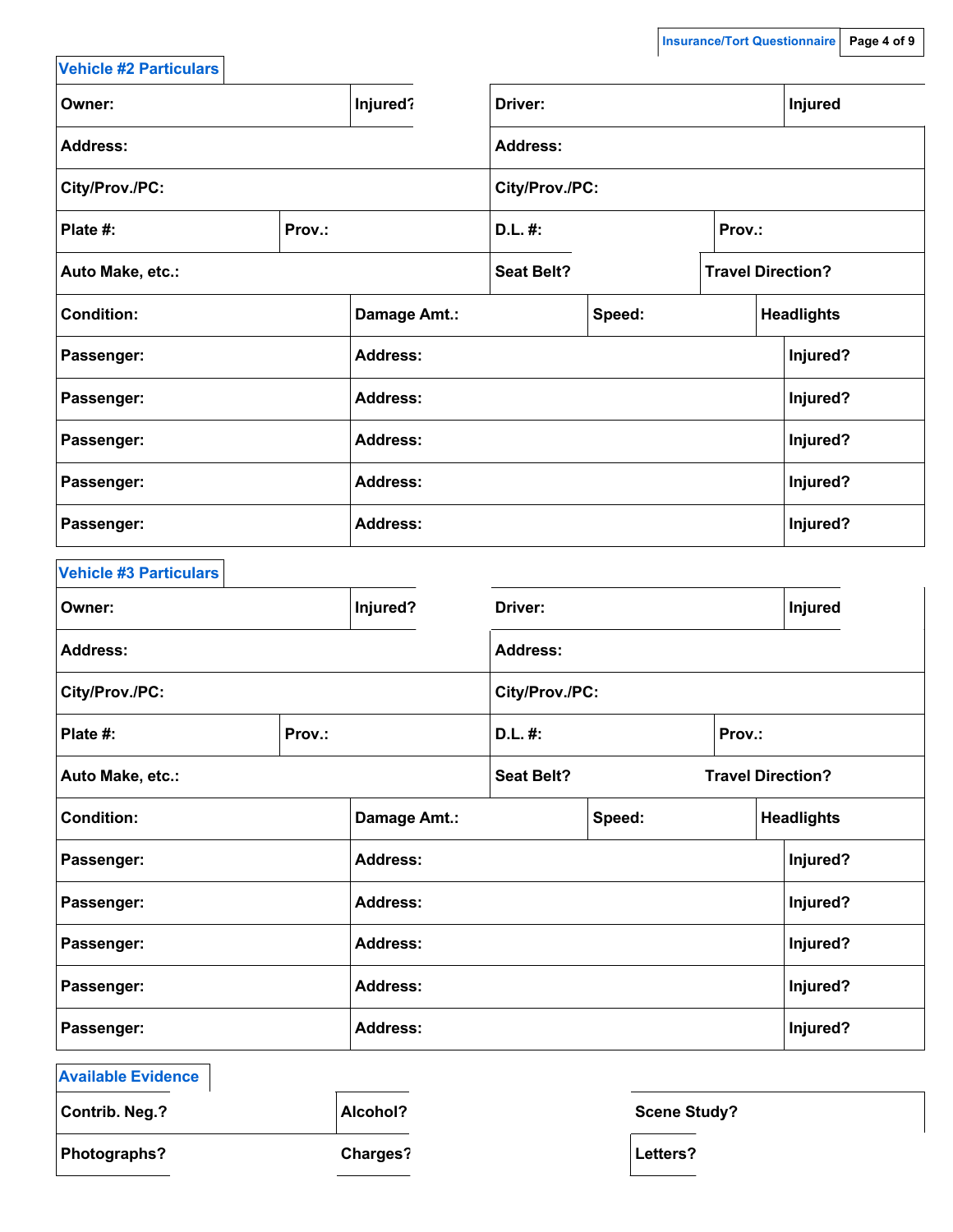## Vehicle #2 Particulars

| Owner: | | Injured? | Driver: | | Injured |
|---|---|---|---|---|---|
| Address: | | | Address: | | |
| City/Prov./PC: | | | City/Prov./PC: | | |
| Plate #: | Prov.: | | D.L. #: | Prov.: | |
| Auto Make, etc.: | | | Seat Belt? | Travel Direction? | |
| Condition: | Damage Amt.: | | Speed: | Headlights | |
| Passenger: | Address: | | | Injured? | |
| Passenger: | Address: | | | Injured? | |
| Passenger: | Address: | | | Injured? | |
| Passenger: | Address: | | | Injured? | |
| Passenger: | Address: | | | Injured? | |

## Vehicle #3 Particulars

| Owner: | | Injured? | Driver: | | Injured |
|---|---|---|---|---|---|
| Address: | | | Address: | | |
| City/Prov./PC: | | | City/Prov./PC: | | |
| Plate #: | Prov.: | | D.L. #: | Prov.: | |
| Auto Make, etc.: | | | Seat Belt? | Travel Direction? | |
| Condition: | Damage Amt.: | | Speed: | Headlights | |
| Passenger: | Address: | | | Injured? | |
| Passenger: | Address: | | | Injured? | |
| Passenger: | Address: | | | Injured? | |
| Passenger: | Address: | | | Injured? | |
| Passenger: | Address: | | | Injured? | |

## Available Evidence

| Contrib. Neg.? | Alcohol? | Scene Study? |
|---|---|---|
| Photographs? | Charges? | Letters? |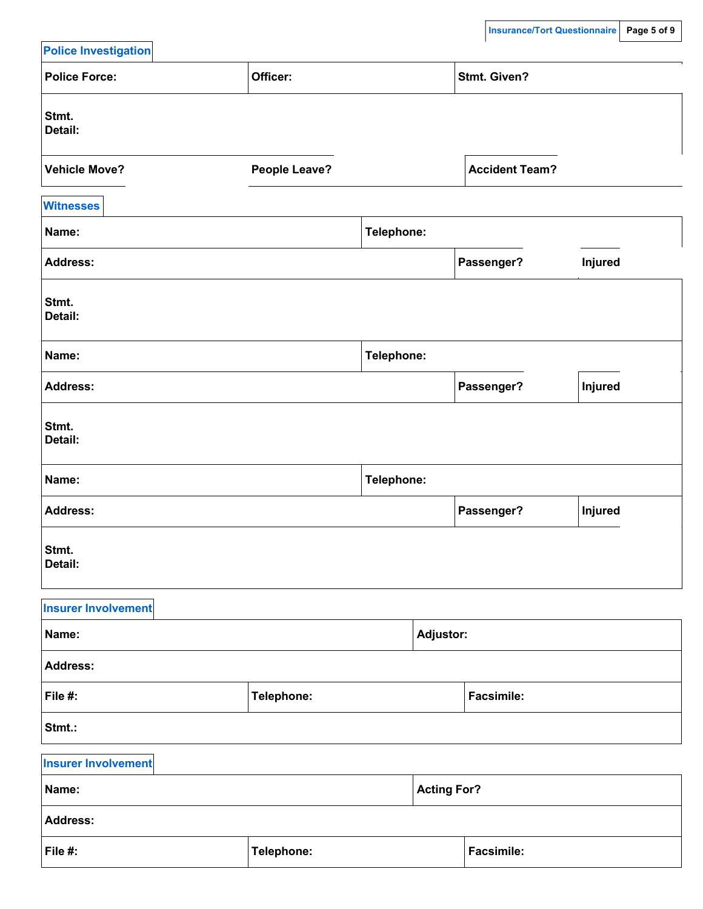## Police Investigation

| Police Force: | Officer: | Stmt. Given? |
|---|---|---|
| Stmt. Detail: | | |
| Vehicle Move? | People Leave? | Accident Team? |

## Witnesses

| Name: | Telephone: | |
|---|---|---|
| Address: | Passenger? | Injured |
| Stmt. Detail: | | |
| Name: | Telephone: | |
| Address: | Passenger? | Injured |
| Stmt. Detail: | | |
| Name: | Telephone: | |
| Address: | Passenger? | Injured |
| Stmt. Detail: | | |

## Insurer Involvement

| Name: | | Adjustor: |
|---|---|---|
| Address: | | |
| File #: | Telephone: | Facsimile: |
| Stmt.: | | |

## Insurer Involvement

| Name: | | Acting For? |
|---|---|---|
| Address: | | |
| File #: | Telephone: | Facsimile: |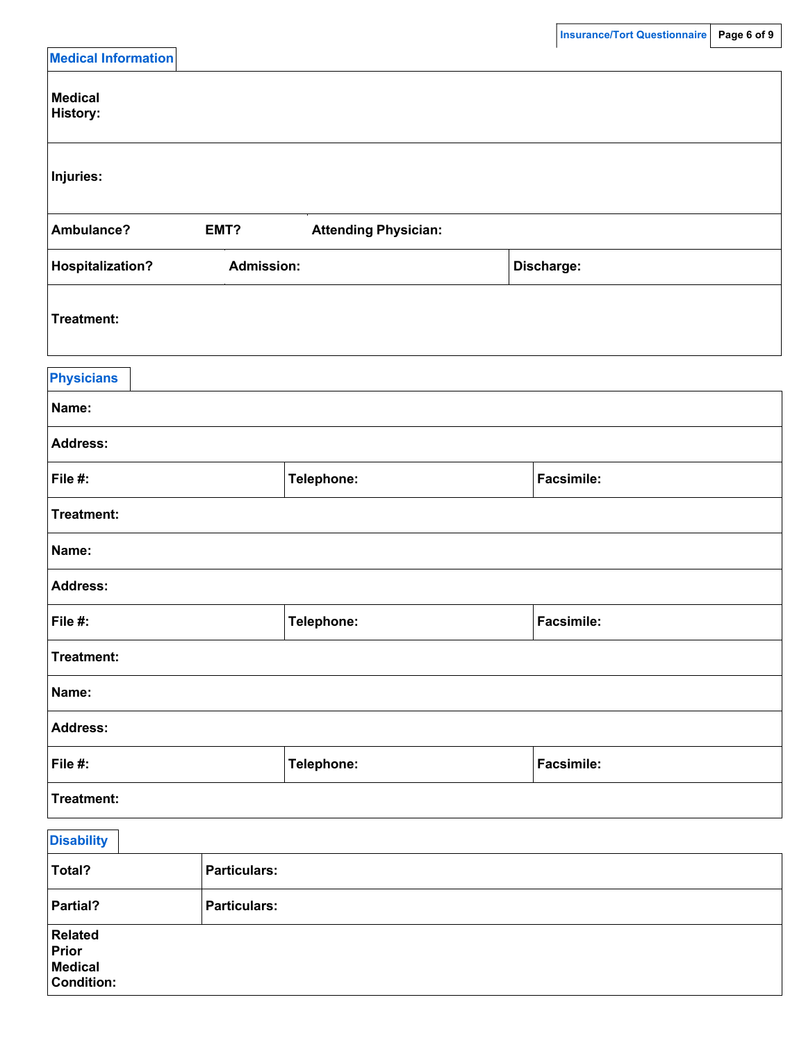## Medical Information

| | | | |
|---|---|---|---|
| **Medical History:** | | | |
| **Injuries:** | | | |
| **Ambulance?** | **EMT?** | **Attending Physician:** | |
| **Hospitalization?** | **Admission:** | | **Discharge:** |
| **Treatment:** | | | |

## Physicians

| | | |
|---|---|---|
| **Name:** | | |
| **Address:** | | |
| **File #:** | **Telephone:** | **Facsimile:** |
| **Treatment:** | | |
| **Name:** | | |
| **Address:** | | |
| **File #:** | **Telephone:** | **Facsimile:** |
| **Treatment:** | | |
| **Name:** | | |
| **Address:** | | |
| **File #:** | **Telephone:** | **Facsimile:** |
| **Treatment:** | | |

## Disability

| | |
|---|---|
| **Total?** | **Particulars:** |
| **Partial?** | **Particulars:** |
| **Related Prior Medical Condition:** | |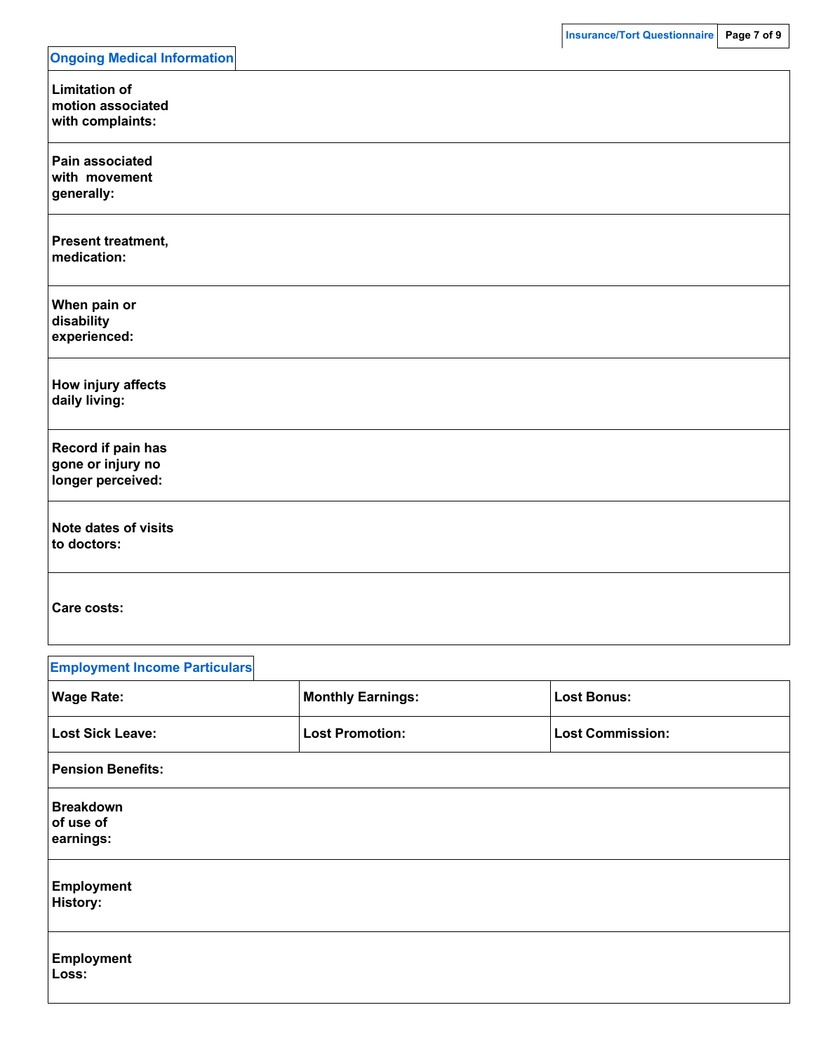## Ongoing Medical Information

| | |
|---|---|
| **Limitation of motion associated with complaints:** | |
| **Pain associated with movement generally:** | |
| **Present treatment, medication:** | |
| **When pain or disability experienced:** | |
| **How injury affects daily living:** | |
| **Record if pain has gone or injury no longer perceived:** | |
| **Note dates of visits to doctors:** | |
| **Care costs:** | |

## Employment Income Particulars

| | | |
|---|---|---|
| **Wage Rate:** | **Monthly Earnings:** | **Lost Bonus:** |
| **Lost Sick Leave:** | **Lost Promotion:** | **Lost Commission:** |
| **Pension Benefits:** | | |

| | |
|---|---|
| **Breakdown of use of earnings:** | |
| **Employment History:** | |
| **Employment Loss:** | |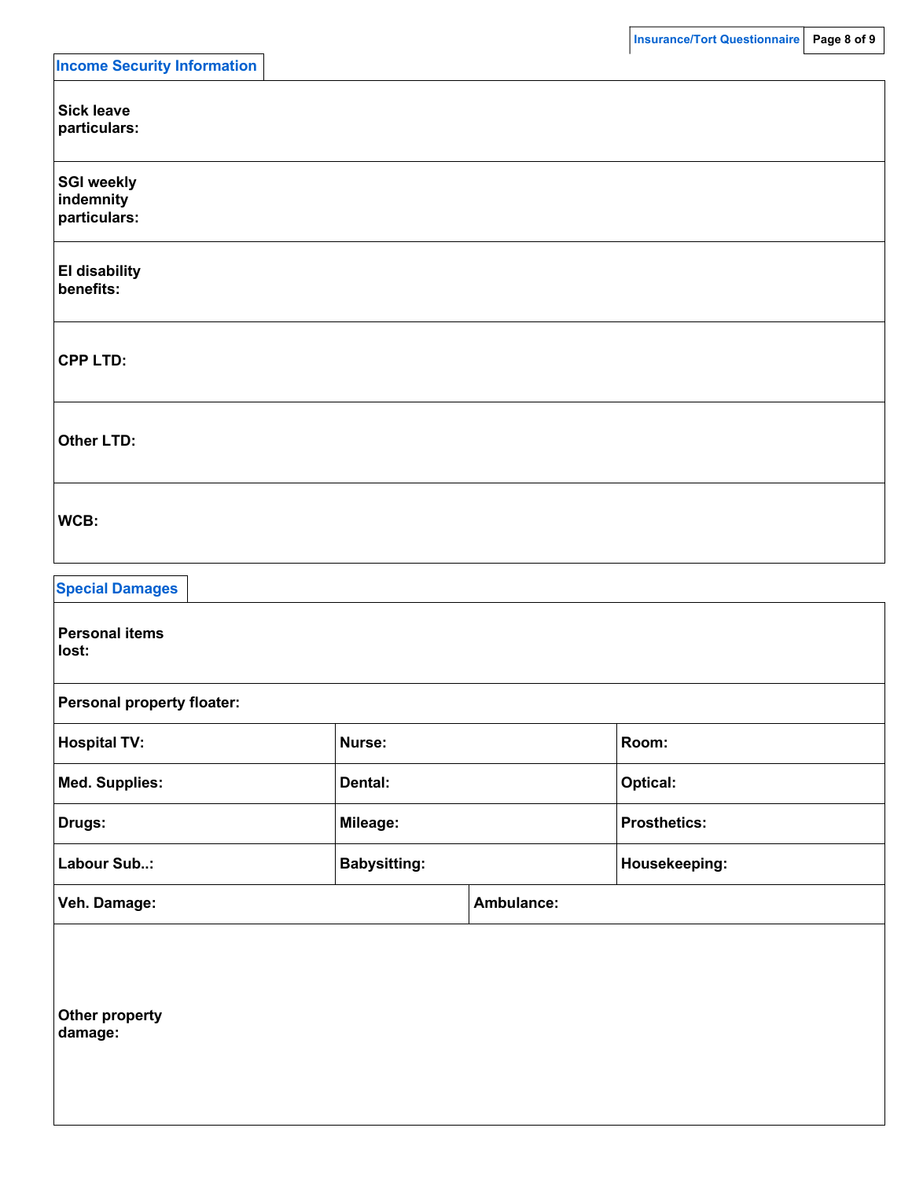## Income Security Information

| | |
|---|---|
| **Sick leave particulars:** | |
| **SGI weekly indemnity particulars:** | |
| **EI disability benefits:** | |
| **CPP LTD:** | |
| **Other LTD:** | |
| **WCB:** | |

## Special Damages

| | |
|---|---|
| **Personal items lost:** | |
| **Personal property floater:** | |

| | | |
|---|---|---|
| **Hospital TV:** | **Nurse:** | **Room:** |
| **Med. Supplies:** | **Dental:** | **Optical:** |
| **Drugs:** | **Mileage:** | **Prosthetics:** |
| **Labour Sub..:** | **Babysitting:** | **Housekeeping:** |

| | |
|---|---|
| **Veh. Damage:** | **Ambulance:** |

| | |
|---|---|
| **Other property damage:** | |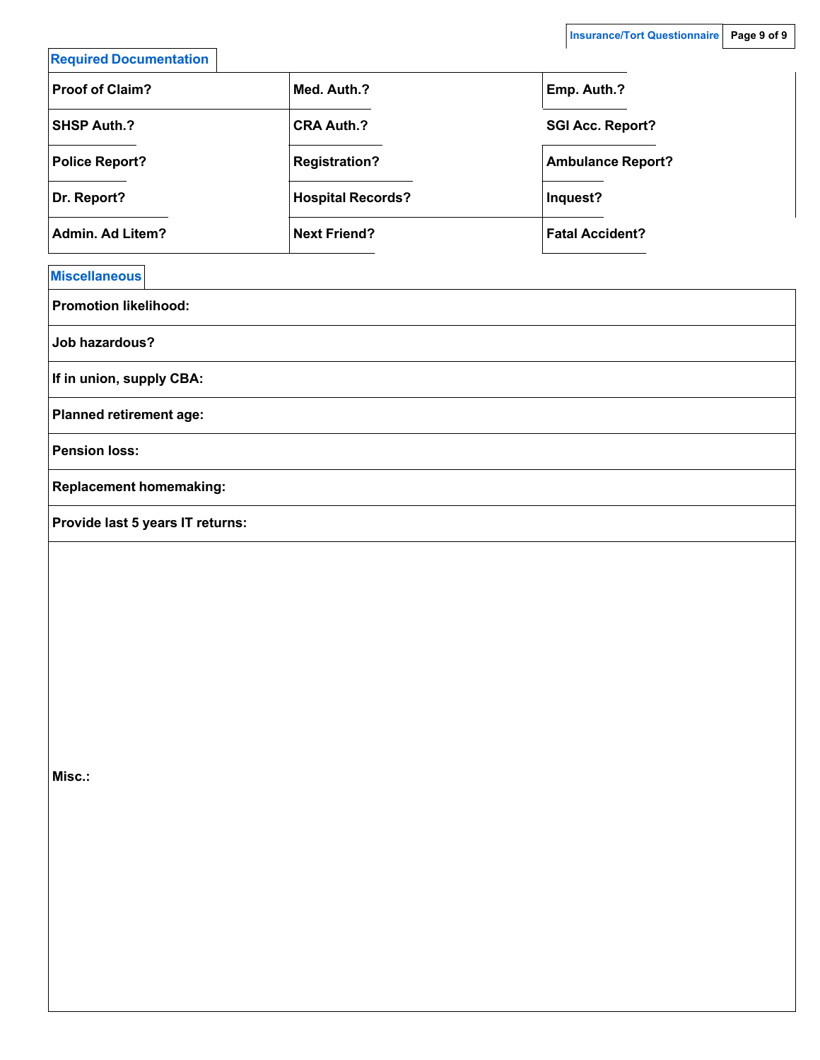## Required Documentation

| | | |
|---|---|---|
| Proof of Claim? | Med. Auth.? | Emp. Auth.? |
| SHSP Auth.? | CRA Auth.? | SGI Acc. Report? |
| Police Report? | Registration? | Ambulance Report? |
| Dr. Report? | Hospital Records? | Inquest? |
| Admin. Ad Litem? | Next Friend? | Fatal Accident? |

## Miscellaneous

| |
|---|
| Promotion likelihood: |
| Job hazardous? |
| If in union, supply CBA: |
| Planned retirement age: |
| Pension loss: |
| Replacement homemaking: |
| Provide last 5 years IT returns: |
| Misc.: |